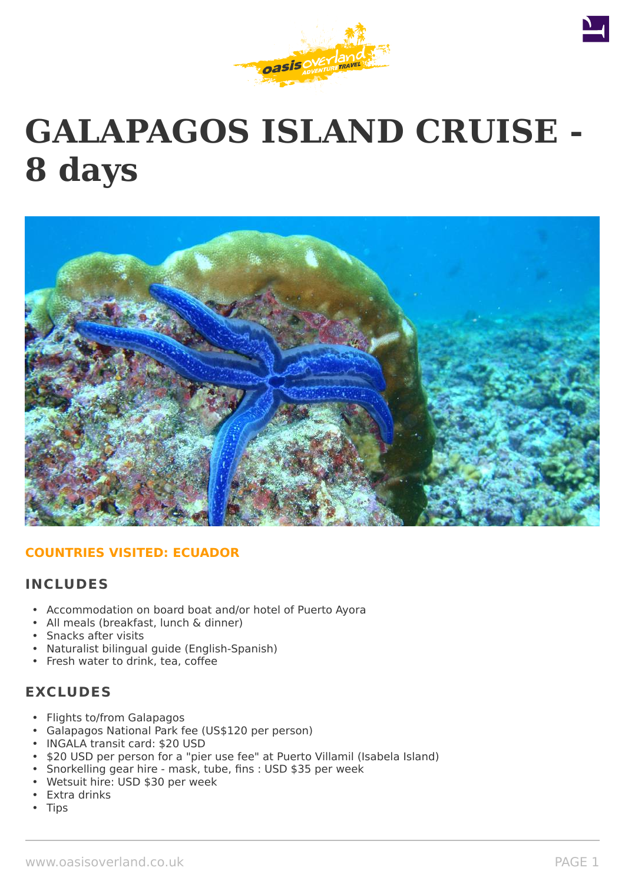# GALAPAGOS ISLAND CRUISE - 8 days

**COUNTRIES VISITED: ECUADOR**

## INCLUDES

- Accommodation on board boat and/or hotel of Puerto Ayora
- All meals (breakfast, lunch & dinner)
- Snacks after visits
- Naturalist bilingual guide (English-Spanish)
- Fresh water to drink, tea, coffee

## EXCLUDES

- Flights to/from Galapagos
- Galapagos National Park fee (US$120 per person)
- INGALA transit card: $20 USD
- $20 USD per person for a "pier use fee" at Puerto Villamil (Isabela Island)
- Snorkelling gear hire - mask, tube, fins : USD $35 per week
- Wetsuit hire: USD $30 per week
- Extra drinks
- Tips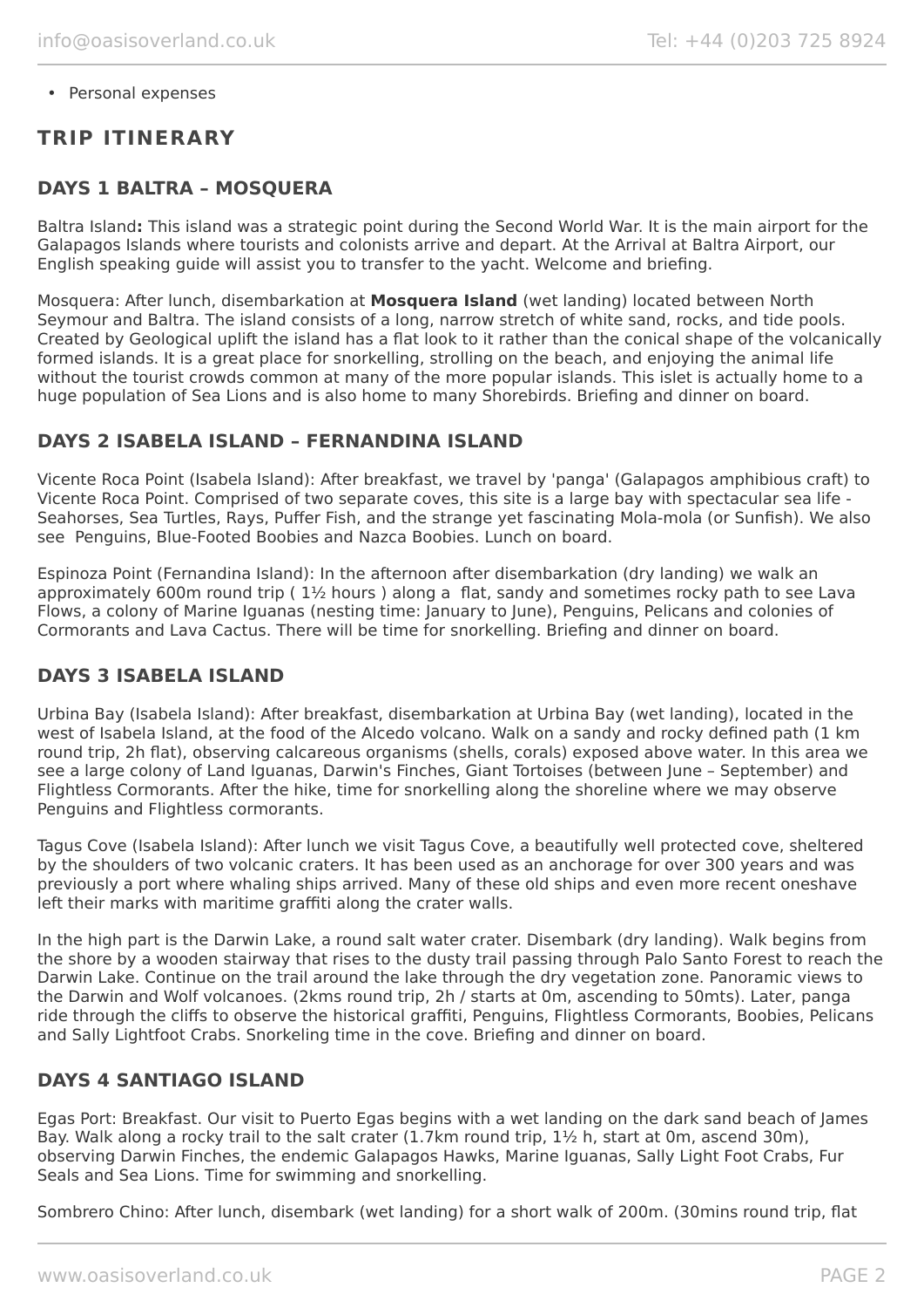- Personal expenses

## TRIP ITINERARY

### DAYS 1 BALTRA – MOSQUERA

Baltra Island**:** This island was a strategic point during the Second World War. It is the main airport for the Galapagos Islands where tourists and colonists arrive and depart. At the Arrival at Baltra Airport, our English speaking guide will assist you to transfer to the yacht. Welcome and briefing.

Mosquera: After lunch, disembarkation at **Mosquera Island** (wet landing) located between North Seymour and Baltra. The island consists of a long, narrow stretch of white sand, rocks, and tide pools. Created by Geological uplift the island has a flat look to it rather than the conical shape of the volcanically formed islands. It is a great place for snorkelling, strolling on the beach, and enjoying the animal life without the tourist crowds common at many of the more popular islands. This islet is actually home to a huge population of Sea Lions and is also home to many Shorebirds. Briefing and dinner on board.

### DAYS 2 ISABELA ISLAND – FERNANDINA ISLAND

Vicente Roca Point (Isabela Island): After breakfast, we travel by 'panga' (Galapagos amphibious craft) to Vicente Roca Point. Comprised of two separate coves, this site is a large bay with spectacular sea life - Seahorses, Sea Turtles, Rays, Puffer Fish, and the strange yet fascinating Mola-mola (or Sunfish). We also see Penguins, Blue-Footed Boobies and Nazca Boobies. Lunch on board.

Espinoza Point (Fernandina Island): In the afternoon after disembarkation (dry landing) we walk an approximately 600m round trip ( 1½ hours ) along a flat, sandy and sometimes rocky path to see Lava Flows, a colony of Marine Iguanas (nesting time: January to June), Penguins, Pelicans and colonies of Cormorants and Lava Cactus. There will be time for snorkelling. Briefing and dinner on board.

### DAYS 3 ISABELA ISLAND

Urbina Bay (Isabela Island): After breakfast, disembarkation at Urbina Bay (wet landing), located in the west of Isabela Island, at the food of the Alcedo volcano. Walk on a sandy and rocky defined path (1 km round trip, 2h flat), observing calcareous organisms (shells, corals) exposed above water. In this area we see a large colony of Land Iguanas, Darwin's Finches, Giant Tortoises (between June – September) and Flightless Cormorants. After the hike, time for snorkelling along the shoreline where we may observe Penguins and Flightless cormorants.

Tagus Cove (Isabela Island): After lunch we visit Tagus Cove, a beautifully well protected cove, sheltered by the shoulders of two volcanic craters. It has been used as an anchorage for over 300 years and was previously a port where whaling ships arrived. Many of these old ships and even more recent oneshave left their marks with maritime graffiti along the crater walls.

In the high part is the Darwin Lake, a round salt water crater. Disembark (dry landing). Walk begins from the shore by a wooden stairway that rises to the dusty trail passing through Palo Santo Forest to reach the Darwin Lake. Continue on the trail around the lake through the dry vegetation zone. Panoramic views to the Darwin and Wolf volcanoes. (2kms round trip, 2h / starts at 0m, ascending to 50mts). Later, panga ride through the cliffs to observe the historical graffiti, Penguins, Flightless Cormorants, Boobies, Pelicans and Sally Lightfoot Crabs. Snorkeling time in the cove. Briefing and dinner on board.

### DAYS 4 SANTIAGO ISLAND

Egas Port: Breakfast. Our visit to Puerto Egas begins with a wet landing on the dark sand beach of James Bay. Walk along a rocky trail to the salt crater (1.7km round trip, 1½ h, start at 0m, ascend 30m), observing Darwin Finches, the endemic Galapagos Hawks, Marine Iguanas, Sally Light Foot Crabs, Fur Seals and Sea Lions. Time for swimming and snorkelling.

Sombrero Chino: After lunch, disembark (wet landing) for a short walk of 200m. (30mins round trip, flat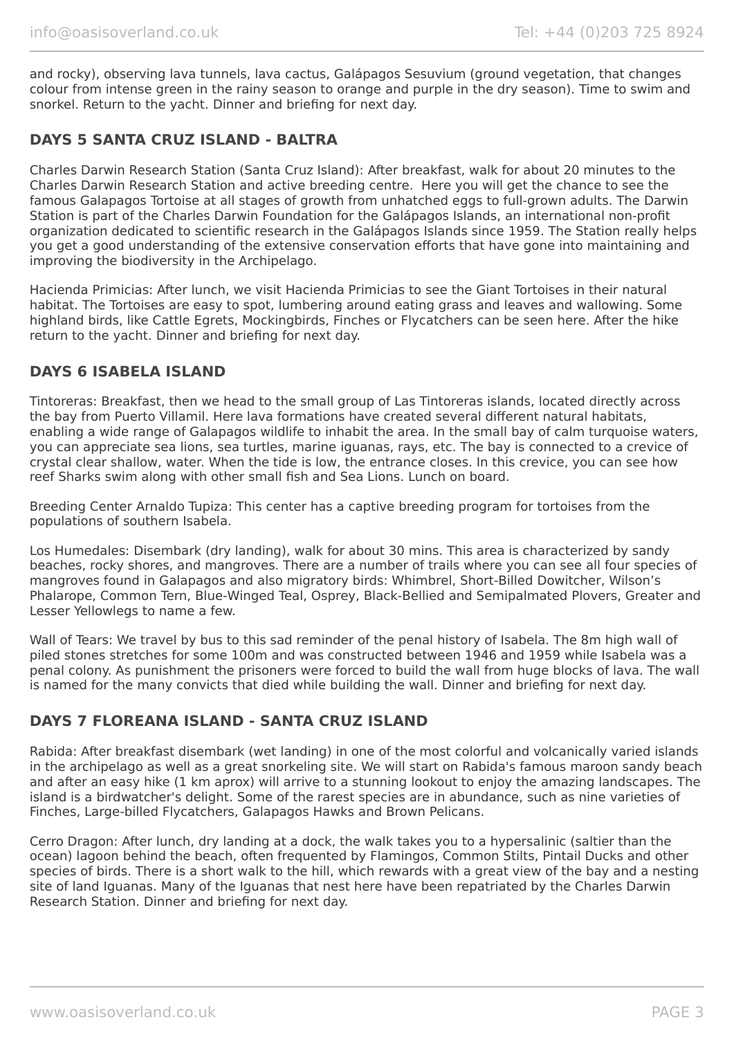and rocky), observing lava tunnels, lava cactus, Galápagos Sesuvium (ground vegetation, that changes colour from intense green in the rainy season to orange and purple in the dry season). Time to swim and snorkel. Return to the yacht. Dinner and briefing for next day.

## DAYS 5 SANTA CRUZ ISLAND - BALTRA

Charles Darwin Research Station (Santa Cruz Island): After breakfast, walk for about 20 minutes to the Charles Darwin Research Station and active breeding centre.  Here you will get the chance to see the famous Galapagos Tortoise at all stages of growth from unhatched eggs to full-grown adults. The Darwin Station is part of the Charles Darwin Foundation for the Galápagos Islands, an international non-profit organization dedicated to scientific research in the Galápagos Islands since 1959. The Station really helps you get a good understanding of the extensive conservation efforts that have gone into maintaining and improving the biodiversity in the Archipelago.

Hacienda Primicias: After lunch, we visit Hacienda Primicias to see the Giant Tortoises in their natural habitat. The Tortoises are easy to spot, lumbering around eating grass and leaves and wallowing. Some highland birds, like Cattle Egrets, Mockingbirds, Finches or Flycatchers can be seen here. After the hike return to the yacht. Dinner and briefing for next day.

## DAYS 6 ISABELA ISLAND

Tintoreras: Breakfast, then we head to the small group of Las Tintoreras islands, located directly across the bay from Puerto Villamil. Here lava formations have created several different natural habitats, enabling a wide range of Galapagos wildlife to inhabit the area. In the small bay of calm turquoise waters, you can appreciate sea lions, sea turtles, marine iguanas, rays, etc. The bay is connected to a crevice of crystal clear shallow, water. When the tide is low, the entrance closes. In this crevice, you can see how reef Sharks swim along with other small fish and Sea Lions. Lunch on board.

Breeding Center Arnaldo Tupiza: This center has a captive breeding program for tortoises from the populations of southern Isabela.

Los Humedales: Disembark (dry landing), walk for about 30 mins. This area is characterized by sandy beaches, rocky shores, and mangroves. There are a number of trails where you can see all four species of mangroves found in Galapagos and also migratory birds: Whimbrel, Short-Billed Dowitcher, Wilson's Phalarope, Common Tern, Blue-Winged Teal, Osprey, Black-Bellied and Semipalmated Plovers, Greater and Lesser Yellowlegs to name a few.

Wall of Tears: We travel by bus to this sad reminder of the penal history of Isabela. The 8m high wall of piled stones stretches for some 100m and was constructed between 1946 and 1959 while Isabela was a penal colony. As punishment the prisoners were forced to build the wall from huge blocks of lava. The wall is named for the many convicts that died while building the wall. Dinner and briefing for next day.

## DAYS 7 FLOREANA ISLAND - SANTA CRUZ ISLAND

Rabida: After breakfast disembark (wet landing) in one of the most colorful and volcanically varied islands in the archipelago as well as a great snorkeling site. We will start on Rabida's famous maroon sandy beach and after an easy hike (1 km aprox) will arrive to a stunning lookout to enjoy the amazing landscapes. The island is a birdwatcher's delight. Some of the rarest species are in abundance, such as nine varieties of Finches, Large-billed Flycatchers, Galapagos Hawks and Brown Pelicans.

Cerro Dragon: After lunch, dry landing at a dock, the walk takes you to a hypersalinic (saltier than the ocean) lagoon behind the beach, often frequented by Flamingos, Common Stilts, Pintail Ducks and other species of birds. There is a short walk to the hill, which rewards with a great view of the bay and a nesting site of land Iguanas. Many of the Iguanas that nest here have been repatriated by the Charles Darwin Research Station. Dinner and briefing for next day.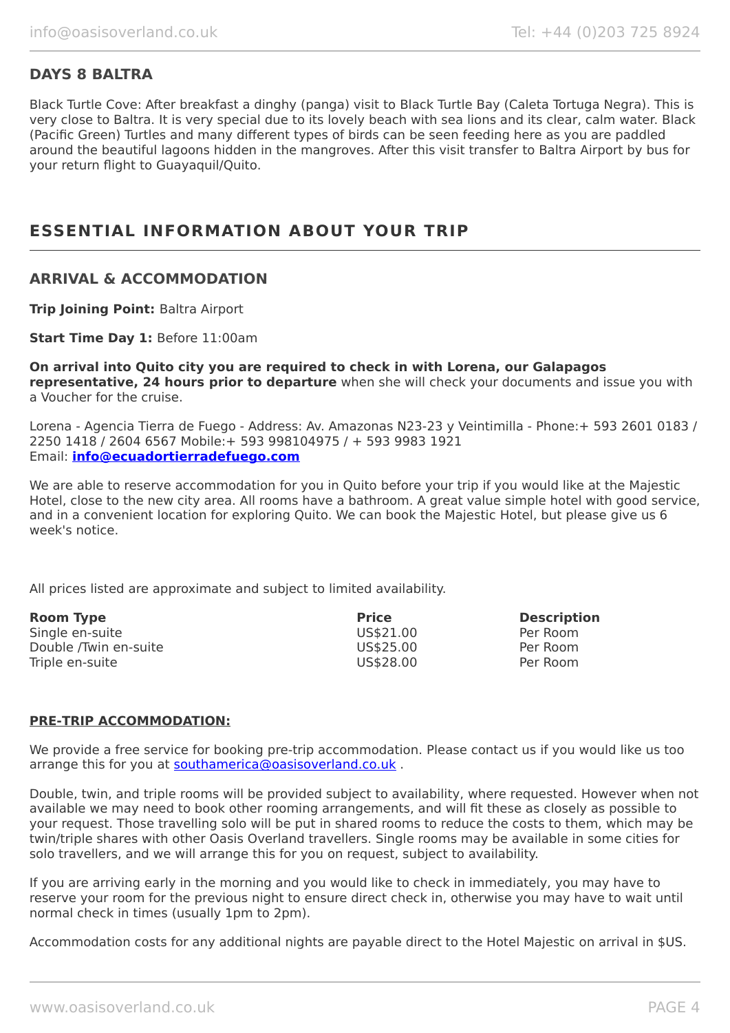## DAYS 8 BALTRA

Black Turtle Cove: After breakfast a dinghy (panga) visit to Black Turtle Bay (Caleta Tortuga Negra). This is very close to Baltra. It is very special due to its lovely beach with sea lions and its clear, calm water. Black (Pacific Green) Turtles and many different types of birds can be seen feeding here as you are paddled around the beautiful lagoons hidden in the mangroves. After this visit transfer to Baltra Airport by bus for your return flight to Guayaquil/Quito.

# ESSENTIAL INFORMATION ABOUT YOUR TRIP

## ARRIVAL & ACCOMMODATION

**Trip Joining Point:** Baltra Airport

**Start Time Day 1:** Before 11:00am

**On arrival into Quito city you are required to check in with Lorena, our Galapagos representative, 24 hours prior to departure** when she will check your documents and issue you with a Voucher for the cruise.

Lorena - Agencia Tierra de Fuego - Address: Av. Amazonas N23-23 y Veintimilla - Phone:+ 593 2601 0183 / 2250 1418 / 2604 6567 Mobile:+ 593 998104975 / + 593 9983 1921
Email: **info@ecuadortierradefuego.com**

We are able to reserve accommodation for you in Quito before your trip if you would like at the Majestic Hotel, close to the new city area. All rooms have a bathroom. A great value simple hotel with good service, and in a convenient location for exploring Quito. We can book the Majestic Hotel, but please give us 6 week's notice.

All prices listed are approximate and subject to limited availability.

| Room Type | Price | Description |
|---|---|---|
| Single en-suite | US$21.00 | Per Room |
| Double /Twin en-suite | US$25.00 | Per Room |
| Triple en-suite | US$28.00 | Per Room |

**PRE-TRIP ACCOMMODATION:**

We provide a free service for booking pre-trip accommodation. Please contact us if you would like us too arrange this for you at southamerica@oasisoverland.co.uk .

Double, twin, and triple rooms will be provided subject to availability, where requested. However when not available we may need to book other rooming arrangements, and will fit these as closely as possible to your request. Those travelling solo will be put in shared rooms to reduce the costs to them, which may be twin/triple shares with other Oasis Overland travellers. Single rooms may be available in some cities for solo travellers, and we will arrange this for you on request, subject to availability.

If you are arriving early in the morning and you would like to check in immediately, you may have to reserve your room for the previous night to ensure direct check in, otherwise you may have to wait until normal check in times (usually 1pm to 2pm).

Accommodation costs for any additional nights are payable direct to the Hotel Majestic on arrival in $US.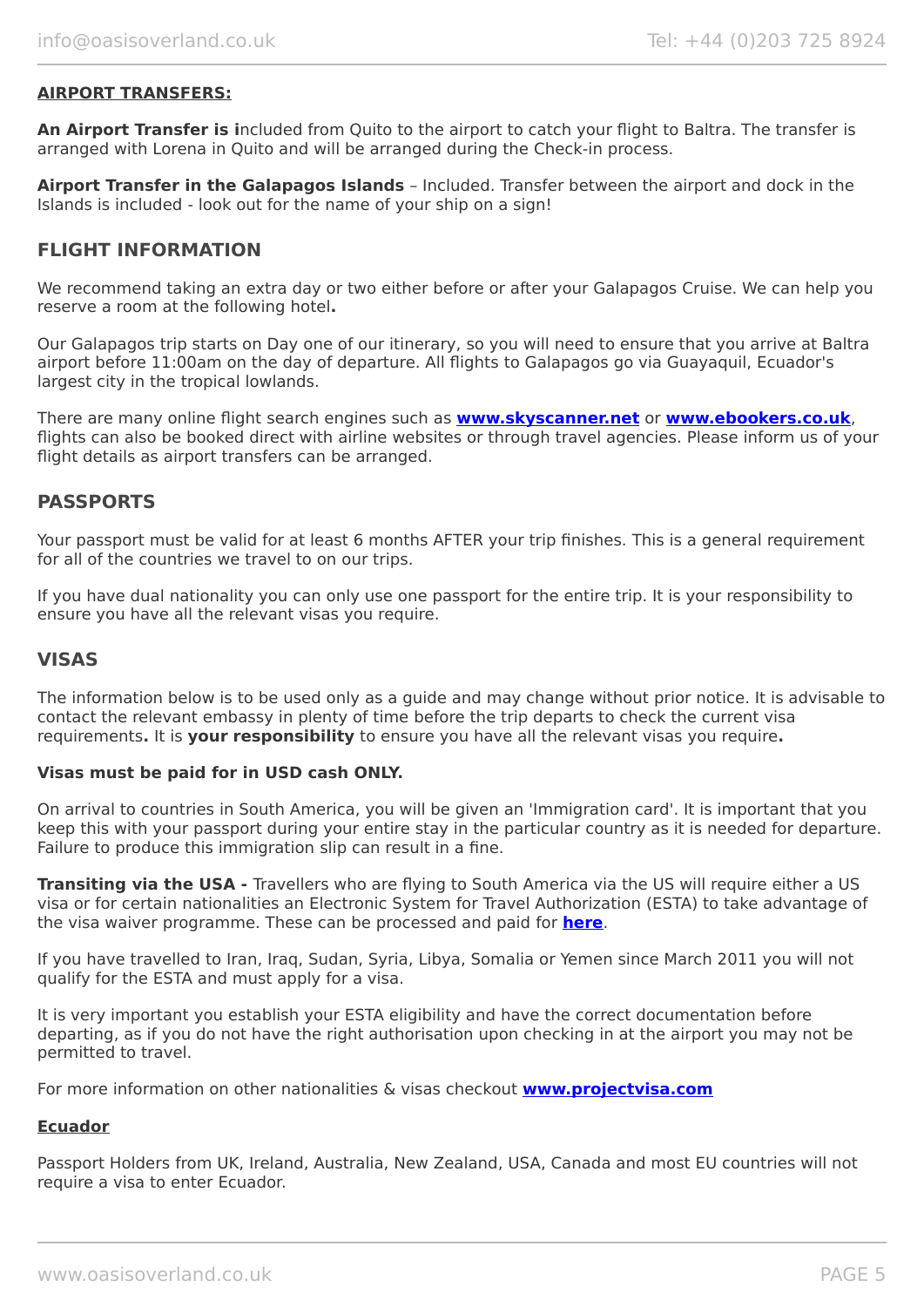**AIRPORT TRANSFERS:**

**An Airport Transfer is i**ncluded from Quito to the airport to catch your flight to Baltra. The transfer is arranged with Lorena in Quito and will be arranged during the Check-in process.

**Airport Transfer in the Galapagos Islands** – Included. Transfer between the airport and dock in the Islands is included - look out for the name of your ship on a sign!

## FLIGHT INFORMATION

We recommend taking an extra day or two either before or after your Galapagos Cruise. We can help you reserve a room at the following hotel**.**

Our Galapagos trip starts on Day one of our itinerary, so you will need to ensure that you arrive at Baltra airport before 11:00am on the day of departure. All flights to Galapagos go via Guayaquil, Ecuador's largest city in the tropical lowlands.

There are many online flight search engines such as **www.skyscanner.net** or **www.ebookers.co.uk**, flights can also be booked direct with airline websites or through travel agencies. Please inform us of your flight details as airport transfers can be arranged.

## PASSPORTS

Your passport must be valid for at least 6 months AFTER your trip finishes. This is a general requirement for all of the countries we travel to on our trips.

If you have dual nationality you can only use one passport for the entire trip. It is your responsibility to ensure you have all the relevant visas you require.

## VISAS

The information below is to be used only as a guide and may change without prior notice. It is advisable to contact the relevant embassy in plenty of time before the trip departs to check the current visa requirements**.** It is **your responsibility** to ensure you have all the relevant visas you require**.**

**Visas must be paid for in USD cash ONLY.**

On arrival to countries in South America, you will be given an 'Immigration card'. It is important that you keep this with your passport during your entire stay in the particular country as it is needed for departure. Failure to produce this immigration slip can result in a fine.

**Transiting via the USA -** Travellers who are flying to South America via the US will require either a US visa or for certain nationalities an Electronic System for Travel Authorization (ESTA) to take advantage of the visa waiver programme. These can be processed and paid for **here**.

If you have travelled to Iran, Iraq, Sudan, Syria, Libya, Somalia or Yemen since March 2011 you will not qualify for the ESTA and must apply for a visa.

It is very important you establish your ESTA eligibility and have the correct documentation before departing, as if you do not have the right authorisation upon checking in at the airport you may not be permitted to travel.

For more information on other nationalities & visas checkout **www.projectvisa.com**

**Ecuador**

Passport Holders from UK, Ireland, Australia, New Zealand, USA, Canada and most EU countries will not require a visa to enter Ecuador.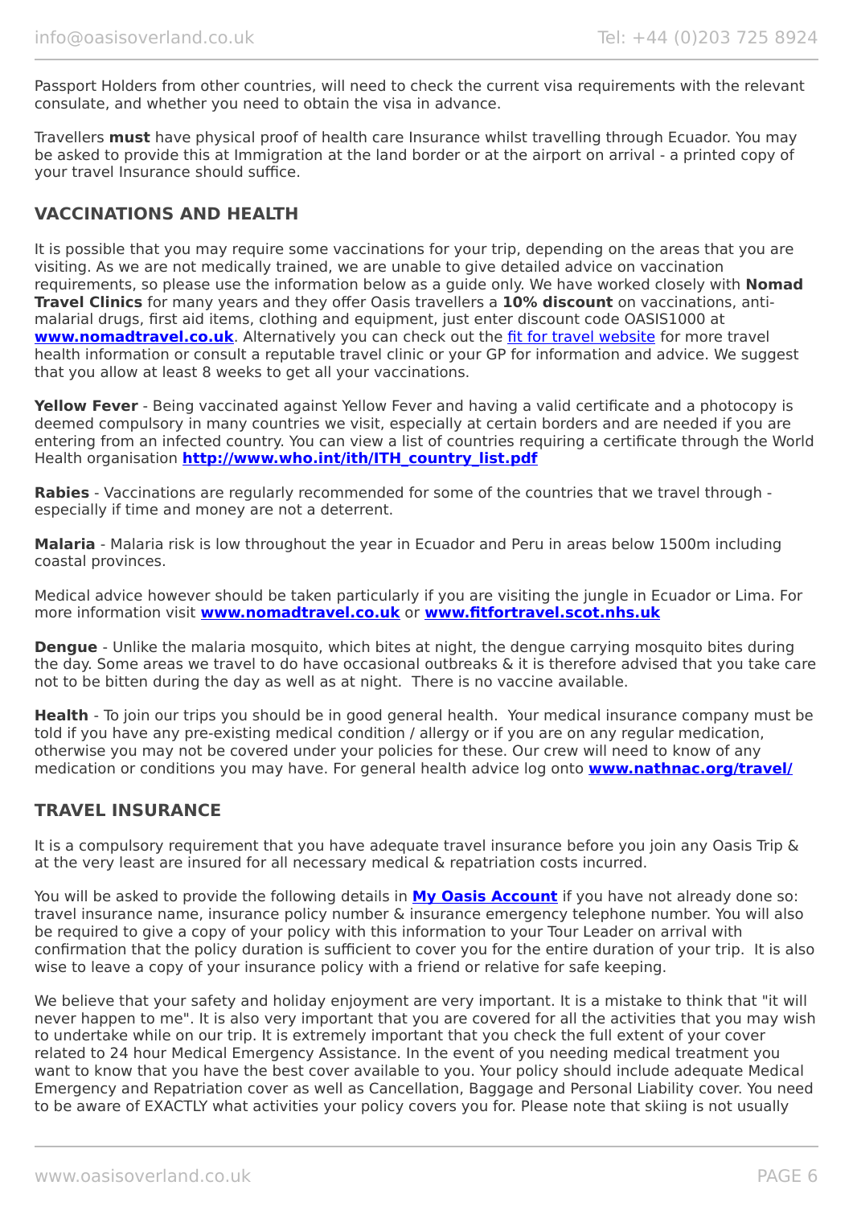Passport Holders from other countries, will need to check the current visa requirements with the relevant consulate, and whether you need to obtain the visa in advance.

Travellers **must** have physical proof of health care Insurance whilst travelling through Ecuador. You may be asked to provide this at Immigration at the land border or at the airport on arrival - a printed copy of your travel Insurance should suffice.

## VACCINATIONS AND HEALTH

It is possible that you may require some vaccinations for your trip, depending on the areas that you are visiting. As we are not medically trained, we are unable to give detailed advice on vaccination requirements, so please use the information below as a guide only. We have worked closely with **Nomad Travel Clinics** for many years and they offer Oasis travellers a **10% discount** on vaccinations, anti-malarial drugs, first aid items, clothing and equipment, just enter discount code OASIS1000 at **www.nomadtravel.co.uk**. Alternatively you can check out the fit for travel website for more travel health information or consult a reputable travel clinic or your GP for information and advice. We suggest that you allow at least 8 weeks to get all your vaccinations.

**Yellow Fever** - Being vaccinated against Yellow Fever and having a valid certificate and a photocopy is deemed compulsory in many countries we visit, especially at certain borders and are needed if you are entering from an infected country. You can view a list of countries requiring a certificate through the World Health organisation **http://www.who.int/ith/ITH_country_list.pdf**

**Rabies** - Vaccinations are regularly recommended for some of the countries that we travel through - especially if time and money are not a deterrent.

**Malaria** - Malaria risk is low throughout the year in Ecuador and Peru in areas below 1500m including coastal provinces.

Medical advice however should be taken particularly if you are visiting the jungle in Ecuador or Lima. For more information visit **www.nomadtravel.co.uk** or **www.fitfortravel.scot.nhs.uk**

**Dengue** - Unlike the malaria mosquito, which bites at night, the dengue carrying mosquito bites during the day. Some areas we travel to do have occasional outbreaks & it is therefore advised that you take care not to be bitten during the day as well as at night. There is no vaccine available.

**Health** - To join our trips you should be in good general health. Your medical insurance company must be told if you have any pre-existing medical condition / allergy or if you are on any regular medication, otherwise you may not be covered under your policies for these. Our crew will need to know of any medication or conditions you may have. For general health advice log onto **www.nathnac.org/travel/**

## TRAVEL INSURANCE

It is a compulsory requirement that you have adequate travel insurance before you join any Oasis Trip & at the very least are insured for all necessary medical & repatriation costs incurred.

You will be asked to provide the following details in **My Oasis Account** if you have not already done so: travel insurance name, insurance policy number & insurance emergency telephone number. You will also be required to give a copy of your policy with this information to your Tour Leader on arrival with confirmation that the policy duration is sufficient to cover you for the entire duration of your trip. It is also wise to leave a copy of your insurance policy with a friend or relative for safe keeping.

We believe that your safety and holiday enjoyment are very important. It is a mistake to think that "it will never happen to me". It is also very important that you are covered for all the activities that you may wish to undertake while on our trip. It is extremely important that you check the full extent of your cover related to 24 hour Medical Emergency Assistance. In the event of you needing medical treatment you want to know that you have the best cover available to you. Your policy should include adequate Medical Emergency and Repatriation cover as well as Cancellation, Baggage and Personal Liability cover. You need to be aware of EXACTLY what activities your policy covers you for. Please note that skiing is not usually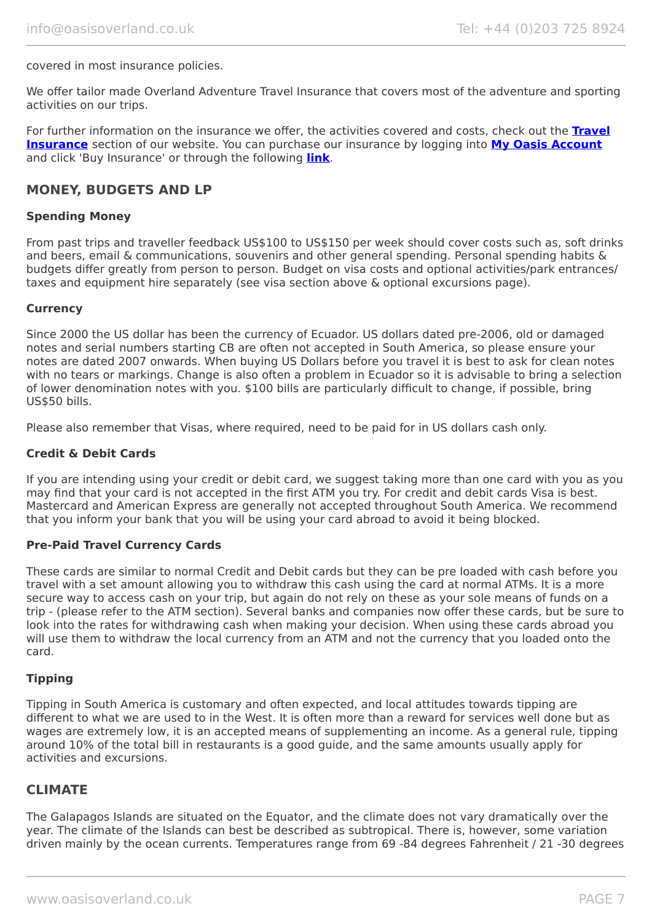covered in most insurance policies.

We offer tailor made Overland Adventure Travel Insurance that covers most of the adventure and sporting activities on our trips.

For further information on the insurance we offer, the activities covered and costs, check out the **Travel Insurance** section of our website. You can purchase our insurance by logging into **My Oasis Account** and click 'Buy Insurance' or through the following **link**.

## MONEY, BUDGETS AND LP

### Spending Money

From past trips and traveller feedback US$100 to US$150 per week should cover costs such as, soft drinks and beers, email & communications, souvenirs and other general spending. Personal spending habits & budgets differ greatly from person to person. Budget on visa costs and optional activities/park entrances/ taxes and equipment hire separately (see visa section above & optional excursions page).

### Currency

Since 2000 the US dollar has been the currency of Ecuador. US dollars dated pre-2006, old or damaged notes and serial numbers starting CB are often not accepted in South America, so please ensure your notes are dated 2007 onwards. When buying US Dollars before you travel it is best to ask for clean notes with no tears or markings. Change is also often a problem in Ecuador so it is advisable to bring a selection of lower denomination notes with you. $100 bills are particularly difficult to change, if possible, bring US$50 bills.

Please also remember that Visas, where required, need to be paid for in US dollars cash only.

### Credit & Debit Cards

If you are intending using your credit or debit card, we suggest taking more than one card with you as you may find that your card is not accepted in the first ATM you try. For credit and debit cards Visa is best. Mastercard and American Express are generally not accepted throughout South America. We recommend that you inform your bank that you will be using your card abroad to avoid it being blocked.

### Pre-Paid Travel Currency Cards

These cards are similar to normal Credit and Debit cards but they can be pre loaded with cash before you travel with a set amount allowing you to withdraw this cash using the card at normal ATMs. It is a more secure way to access cash on your trip, but again do not rely on these as your sole means of funds on a trip - (please refer to the ATM section). Several banks and companies now offer these cards, but be sure to look into the rates for withdrawing cash when making your decision. When using these cards abroad you will use them to withdraw the local currency from an ATM and not the currency that you loaded onto the card.

### Tipping

Tipping in South America is customary and often expected, and local attitudes towards tipping are different to what we are used to in the West. It is often more than a reward for services well done but as wages are extremely low, it is an accepted means of supplementing an income. As a general rule, tipping around 10% of the total bill in restaurants is a good guide, and the same amounts usually apply for activities and excursions.

## CLIMATE

The Galapagos Islands are situated on the Equator, and the climate does not vary dramatically over the year. The climate of the Islands can best be described as subtropical. There is, however, some variation driven mainly by the ocean currents. Temperatures range from 69 -84 degrees Fahrenheit / 21 -30 degrees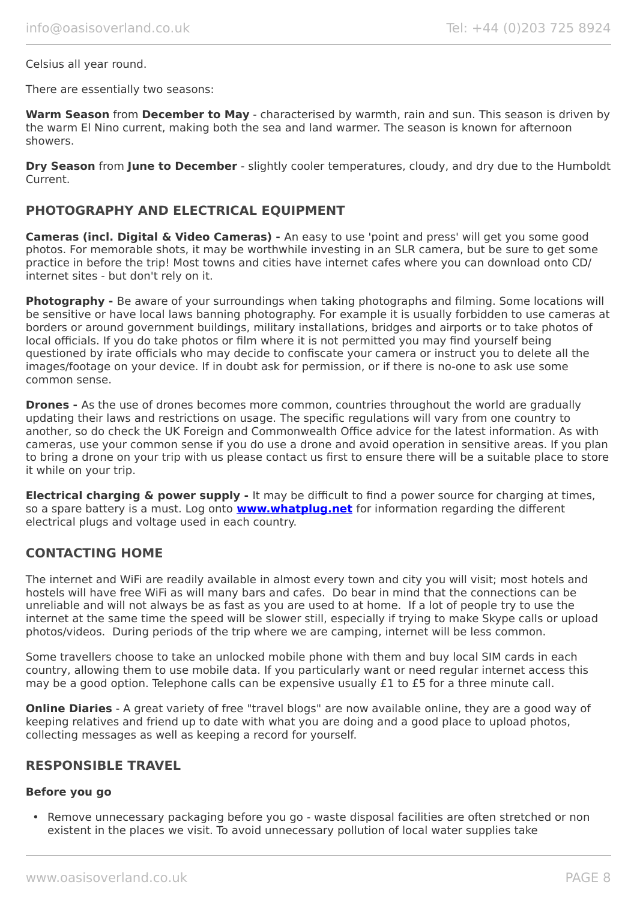Celsius all year round.

There are essentially two seasons:

**Warm Season** from **December to May** - characterised by warmth, rain and sun. This season is driven by the warm El Nino current, making both the sea and land warmer. The season is known for afternoon showers.

**Dry Season** from **June to December** - slightly cooler temperatures, cloudy, and dry due to the Humboldt Current.

## PHOTOGRAPHY AND ELECTRICAL EQUIPMENT

**Cameras (incl. Digital & Video Cameras) -** An easy to use 'point and press' will get you some good photos. For memorable shots, it may be worthwhile investing in an SLR camera, but be sure to get some practice in before the trip! Most towns and cities have internet cafes where you can download onto CD/ internet sites - but don't rely on it.

**Photography -** Be aware of your surroundings when taking photographs and filming. Some locations will be sensitive or have local laws banning photography. For example it is usually forbidden to use cameras at borders or around government buildings, military installations, bridges and airports or to take photos of local officials. If you do take photos or film where it is not permitted you may find yourself being questioned by irate officials who may decide to confiscate your camera or instruct you to delete all the images/footage on your device. If in doubt ask for permission, or if there is no-one to ask use some common sense.

**Drones -** As the use of drones becomes more common, countries throughout the world are gradually updating their laws and restrictions on usage. The specific regulations will vary from one country to another, so do check the UK Foreign and Commonwealth Office advice for the latest information. As with cameras, use your common sense if you do use a drone and avoid operation in sensitive areas. If you plan to bring a drone on your trip with us please contact us first to ensure there will be a suitable place to store it while on your trip.

**Electrical charging & power supply -** It may be difficult to find a power source for charging at times, so a spare battery is a must. Log onto **www.whatplug.net** for information regarding the different electrical plugs and voltage used in each country.

## CONTACTING HOME

The internet and WiFi are readily available in almost every town and city you will visit; most hotels and hostels will have free WiFi as will many bars and cafes. Do bear in mind that the connections can be unreliable and will not always be as fast as you are used to at home. If a lot of people try to use the internet at the same time the speed will be slower still, especially if trying to make Skype calls or upload photos/videos. During periods of the trip where we are camping, internet will be less common.

Some travellers choose to take an unlocked mobile phone with them and buy local SIM cards in each country, allowing them to use mobile data. If you particularly want or need regular internet access this may be a good option. Telephone calls can be expensive usually £1 to £5 for a three minute call.

**Online Diaries** - A great variety of free "travel blogs" are now available online, they are a good way of keeping relatives and friend up to date with what you are doing and a good place to upload photos, collecting messages as well as keeping a record for yourself.

## RESPONSIBLE TRAVEL

### Before you go

- Remove unnecessary packaging before you go - waste disposal facilities are often stretched or non existent in the places we visit. To avoid unnecessary pollution of local water supplies take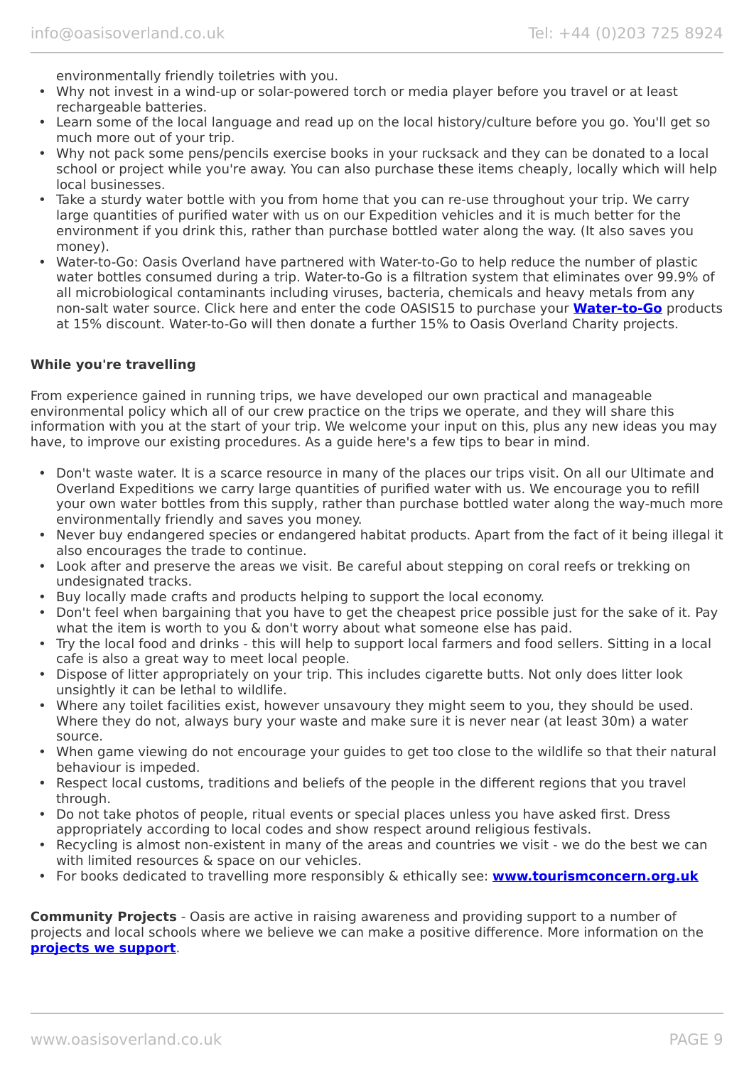environmentally friendly toiletries with you.
- Why not invest in a wind-up or solar-powered torch or media player before you travel or at least rechargeable batteries.
- Learn some of the local language and read up on the local history/culture before you go. You'll get so much more out of your trip.
- Why not pack some pens/pencils exercise books in your rucksack and they can be donated to a local school or project while you're away. You can also purchase these items cheaply, locally which will help local businesses.
- Take a sturdy water bottle with you from home that you can re-use throughout your trip. We carry large quantities of purified water with us on our Expedition vehicles and it is much better for the environment if you drink this, rather than purchase bottled water along the way. (It also saves you money).
- Water-to-Go: Oasis Overland have partnered with Water-to-Go to help reduce the number of plastic water bottles consumed during a trip. Water-to-Go is a filtration system that eliminates over 99.9% of all microbiological contaminants including viruses, bacteria, chemicals and heavy metals from any non-salt water source. Click here and enter the code OASIS15 to purchase your **Water-to-Go** products at 15% discount. Water-to-Go will then donate a further 15% to Oasis Overland Charity projects.

**While you're travelling**

From experience gained in running trips, we have developed our own practical and manageable environmental policy which all of our crew practice on the trips we operate, and they will share this information with you at the start of your trip. We welcome your input on this, plus any new ideas you may have, to improve our existing procedures. As a guide here's a few tips to bear in mind.

- Don't waste water. It is a scarce resource in many of the places our trips visit. On all our Ultimate and Overland Expeditions we carry large quantities of purified water with us. We encourage you to refill your own water bottles from this supply, rather than purchase bottled water along the way-much more environmentally friendly and saves you money.
- Never buy endangered species or endangered habitat products. Apart from the fact of it being illegal it also encourages the trade to continue.
- Look after and preserve the areas we visit. Be careful about stepping on coral reefs or trekking on undesignated tracks.
- Buy locally made crafts and products helping to support the local economy.
- Don't feel when bargaining that you have to get the cheapest price possible just for the sake of it. Pay what the item is worth to you & don't worry about what someone else has paid.
- Try the local food and drinks - this will help to support local farmers and food sellers. Sitting in a local cafe is also a great way to meet local people.
- Dispose of litter appropriately on your trip. This includes cigarette butts. Not only does litter look unsightly it can be lethal to wildlife.
- Where any toilet facilities exist, however unsavoury they might seem to you, they should be used. Where they do not, always bury your waste and make sure it is never near (at least 30m) a water source.
- When game viewing do not encourage your guides to get too close to the wildlife so that their natural behaviour is impeded.
- Respect local customs, traditions and beliefs of the people in the different regions that you travel through.
- Do not take photos of people, ritual events or special places unless you have asked first. Dress appropriately according to local codes and show respect around religious festivals.
- Recycling is almost non-existent in many of the areas and countries we visit - we do the best we can with limited resources & space on our vehicles.
- For books dedicated to travelling more responsibly & ethically see: **www.tourismconcern.org.uk**

**Community Projects** - Oasis are active in raising awareness and providing support to a number of projects and local schools where we believe we can make a positive difference. More information on the **projects we support**.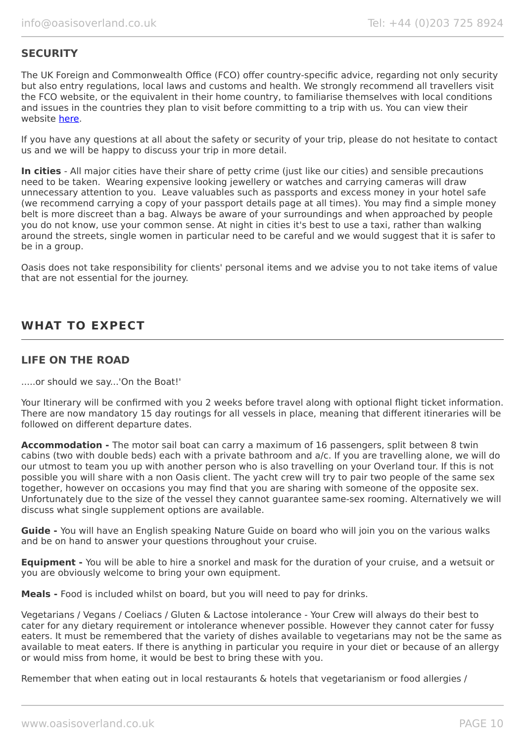### SECURITY

The UK Foreign and Commonwealth Office (FCO) offer country-specific advice, regarding not only security but also entry regulations, local laws and customs and health. We strongly recommend all travellers visit the FCO website, or the equivalent in their home country, to familiarise themselves with local conditions and issues in the countries they plan to visit before committing to a trip with us. You can view their website here.

If you have any questions at all about the safety or security of your trip, please do not hesitate to contact us and we will be happy to discuss your trip in more detail.

**In cities** - All major cities have their share of petty crime (just like our cities) and sensible precautions need to be taken. Wearing expensive looking jewellery or watches and carrying cameras will draw unnecessary attention to you. Leave valuables such as passports and excess money in your hotel safe (we recommend carrying a copy of your passport details page at all times). You may find a simple money belt is more discreet than a bag. Always be aware of your surroundings and when approached by people you do not know, use your common sense. At night in cities it's best to use a taxi, rather than walking around the streets, single women in particular need to be careful and we would suggest that it is safer to be in a group.

Oasis does not take responsibility for clients' personal items and we advise you to not take items of value that are not essential for the journey.

## WHAT TO EXPECT

### LIFE ON THE ROAD

.....or should we say...'On the Boat!'

Your Itinerary will be confirmed with you 2 weeks before travel along with optional flight ticket information. There are now mandatory 15 day routings for all vessels in place, meaning that different itineraries will be followed on different departure dates.

**Accommodation -** The motor sail boat can carry a maximum of 16 passengers, split between 8 twin cabins (two with double beds) each with a private bathroom and a/c. If you are travelling alone, we will do our utmost to team you up with another person who is also travelling on your Overland tour. If this is not possible you will share with a non Oasis client. The yacht crew will try to pair two people of the same sex together, however on occasions you may find that you are sharing with someone of the opposite sex. Unfortunately due to the size of the vessel they cannot guarantee same-sex rooming. Alternatively we will discuss what single supplement options are available.

**Guide -** You will have an English speaking Nature Guide on board who will join you on the various walks and be on hand to answer your questions throughout your cruise.

**Equipment -** You will be able to hire a snorkel and mask for the duration of your cruise, and a wetsuit or you are obviously welcome to bring your own equipment.

**Meals -** Food is included whilst on board, but you will need to pay for drinks.

Vegetarians / Vegans / Coeliacs / Gluten & Lactose intolerance - Your Crew will always do their best to cater for any dietary requirement or intolerance whenever possible. However they cannot cater for fussy eaters. It must be remembered that the variety of dishes available to vegetarians may not be the same as available to meat eaters. If there is anything in particular you require in your diet or because of an allergy or would miss from home, it would be best to bring these with you.

Remember that when eating out in local restaurants & hotels that vegetarianism or food allergies /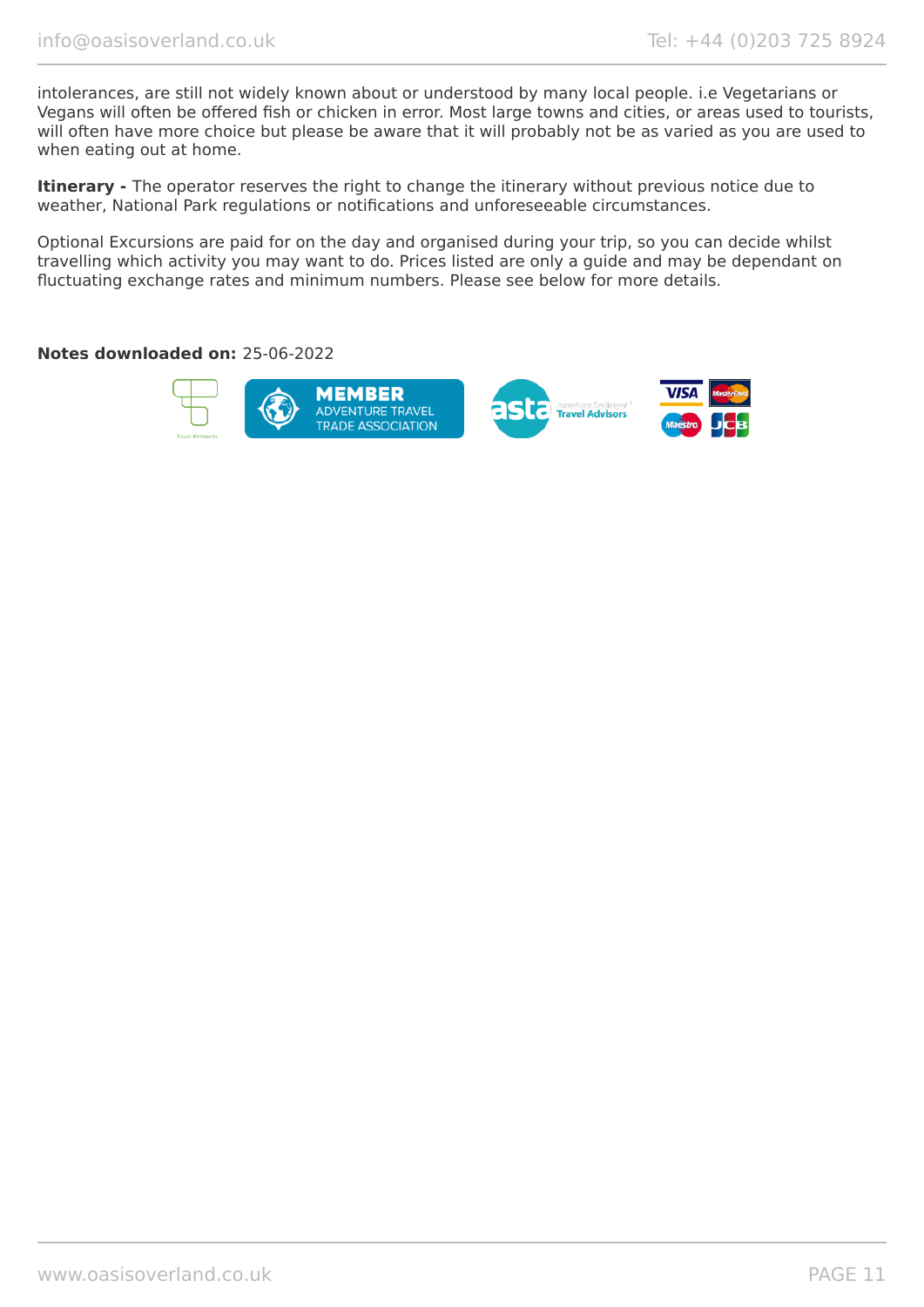intolerances, are still not widely known about or understood by many local people. i.e Vegetarians or Vegans will often be offered fish or chicken in error. Most large towns and cities, or areas used to tourists, will often have more choice but please be aware that it will probably not be as varied as you are used to when eating out at home.

**Itinerary -** The operator reserves the right to change the itinerary without previous notice due to weather, National Park regulations or notifications and unforeseeable circumstances.

Optional Excursions are paid for on the day and organised during your trip, so you can decide whilst travelling which activity you may want to do. Prices listed are only a guide and may be dependant on fluctuating exchange rates and minimum numbers. Please see below for more details.

**Notes downloaded on:** 25-06-2022